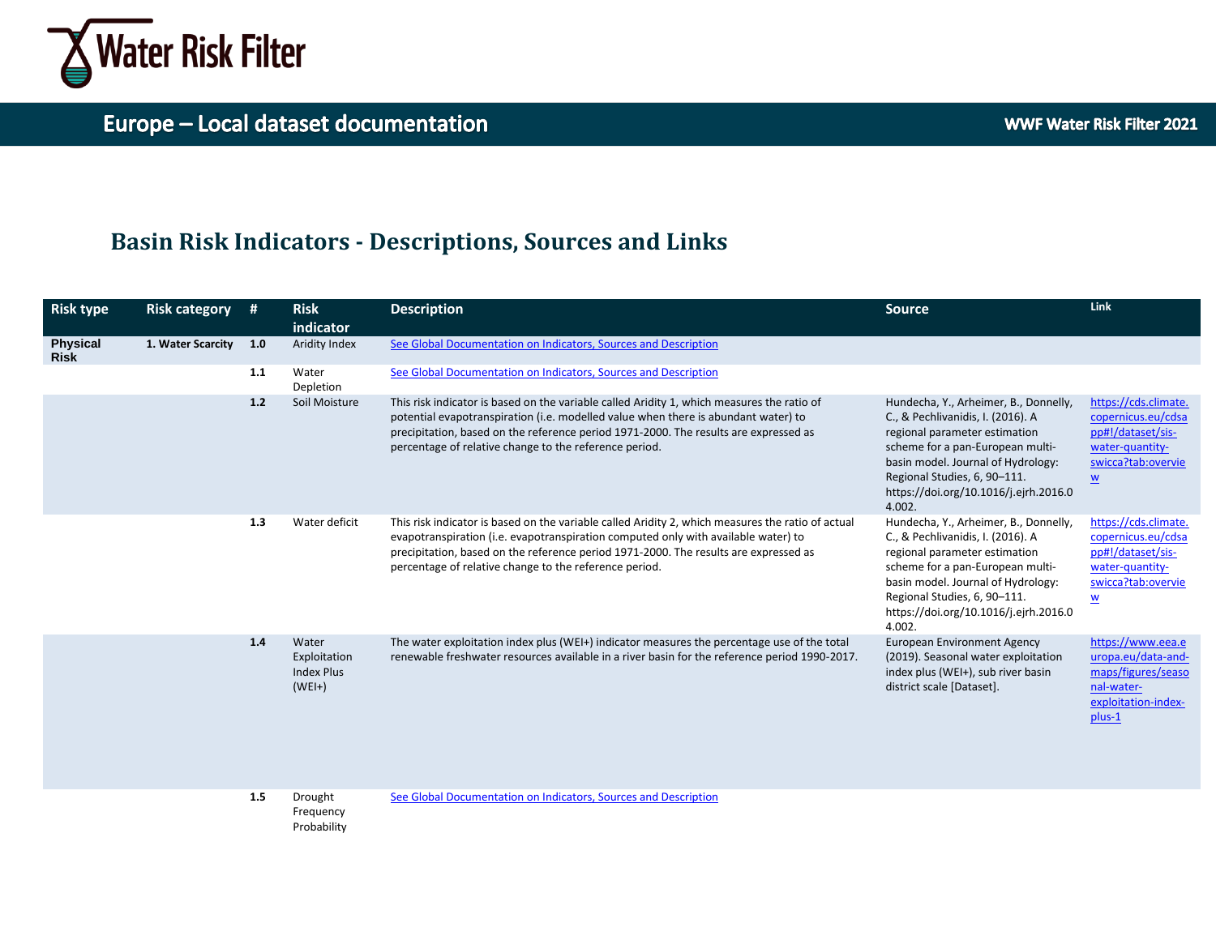# Water Risk Filter

## Europe – Local dataset documentation

WWF Water Risk Filter 2021

## Basin Risk Indicators - Descriptions, Sources and Links

| Risk type | Risk category | # | Risk indicator | Description | Source | Link |
|---|---|---|---|---|---|---|
| **Physical Risk** | **1. Water Scarcity** | **1.0** | Aridity Index | [See Global Documentation on Indicators, Sources and Description]() | | |
| | | **1.1** | Water Depletion | [See Global Documentation on Indicators, Sources and Description]() | | |
| | | **1.2** | Soil Moisture | This risk indicator is based on the variable called Aridity 1, which measures the ratio of potential evapotranspiration (i.e. modelled value when there is abundant water) to precipitation, based on the reference period 1971-2000. The results are expressed as percentage of relative change to the reference period. | Hundecha, Y., Arheimer, B., Donnelly, C., & Pechlivanidis, I. (2016). A regional parameter estimation scheme for a pan-European multi-basin model. Journal of Hydrology: Regional Studies, 6, 90–111. https://doi.org/10.1016/j.ejrh.2016.04.002. | [https://cds.climate.copernicus.eu/cdsapp#!/dataset/sis-water-quantity-swicca?tab:overview](https://cds.climate.copernicus.eu/cdsapp#!/dataset/sis-water-quantity-swicca?tab:overview) |
| | | **1.3** | Water deficit | This risk indicator is based on the variable called Aridity 2, which measures the ratio of actual evapotranspiration (i.e. evapotranspiration computed only with available water) to precipitation, based on the reference period 1971-2000. The results are expressed as percentage of relative change to the reference period. | Hundecha, Y., Arheimer, B., Donnelly, C., & Pechlivanidis, I. (2016). A regional parameter estimation scheme for a pan-European multi-basin model. Journal of Hydrology: Regional Studies, 6, 90–111. https://doi.org/10.1016/j.ejrh.2016.04.002. | [https://cds.climate.copernicus.eu/cdsapp#!/dataset/sis-water-quantity-swicca?tab:overview](https://cds.climate.copernicus.eu/cdsapp#!/dataset/sis-water-quantity-swicca?tab:overview) |
| | | **1.4** | Water Exploitation Index Plus (WEI+) | The water exploitation index plus (WEI+) indicator measures the percentage use of the total renewable freshwater resources available in a river basin for the reference period 1990-2017. | European Environment Agency (2019). Seasonal water exploitation index plus (WEI+), sub river basin district scale [Dataset]. | [https://www.eea.europa.eu/data-and-maps/figures/seasonal-water-exploitation-index-plus-1](https://www.eea.europa.eu/data-and-maps/figures/seasonal-water-exploitation-index-plus-1) |
| | | **1.5** | Drought Frequency Probability | [See Global Documentation on Indicators, Sources and Description]() | | |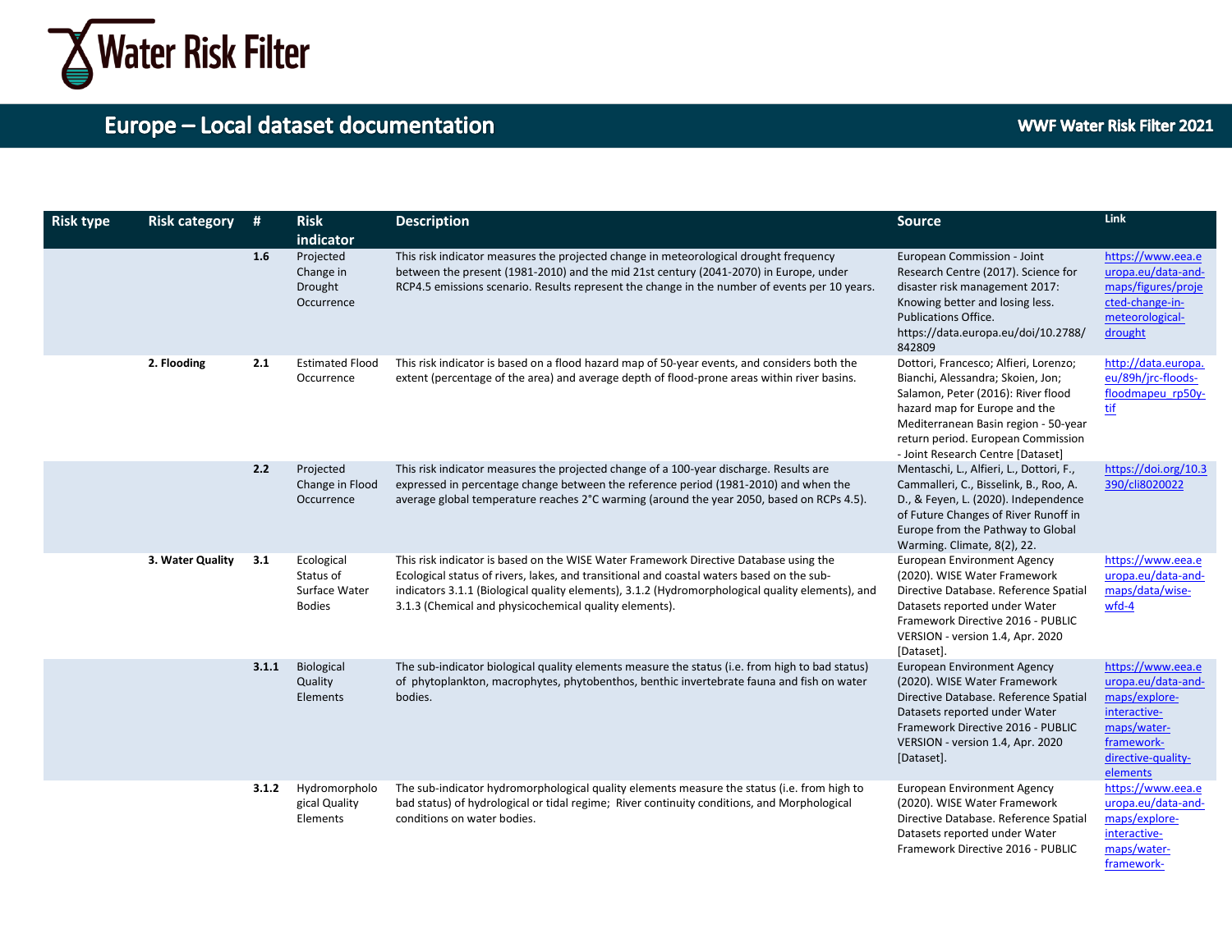# Europe – Local dataset documentation

| Risk type | Risk category | # | Risk indicator | Description | Source | Link |
|---|---|---|---|---|---|---|
| | | **1.6** | Projected Change in Drought Occurrence | This risk indicator measures the projected change in meteorological drought frequency between the present (1981-2010) and the mid 21st century (2041-2070) in Europe, under RCP4.5 emissions scenario. Results represent the change in the number of events per 10 years. | European Commission - Joint Research Centre (2017). Science for disaster risk management 2017: Knowing better and losing less. Publications Office. https://data.europa.eu/doi/10.2788/842809 | https://www.eea.europa.eu/data-and-maps/figures/projected-change-in-meteorological-drought |
| | **2. Flooding** | **2.1** | Estimated Flood Occurrence | This risk indicator is based on a flood hazard map of 50-year events, and considers both the extent (percentage of the area) and average depth of flood-prone areas within river basins. | Dottori, Francesco; Alfieri, Lorenzo; Bianchi, Alessandra; Skoien, Jon; Salamon, Peter (2016): River flood hazard map for Europe and the Mediterranean Basin region - 50-year return period. European Commission - Joint Research Centre [Dataset] | http://data.europa.eu/89h/jrc-floods-floodmapeu_rp50y-tif |
| | | **2.2** | Projected Change in Flood Occurrence | This risk indicator measures the projected change of a 100-year discharge. Results are expressed in percentage change between the reference period (1981-2010) and when the average global temperature reaches 2°C warming (around the year 2050, based on RCPs 4.5). | Mentaschi, L., Alfieri, L., Dottori, F., Cammalleri, C., Bisselink, B., Roo, A. D., & Feyen, L. (2020). Independence of Future Changes of River Runoff in Europe from the Pathway to Global Warming. Climate, 8(2), 22. | https://doi.org/10.3390/cli8020022 |
| | **3. Water Quality** | **3.1** | Ecological Status of Surface Water Bodies | This risk indicator is based on the WISE Water Framework Directive Database using the Ecological status of rivers, lakes, and transitional and coastal waters based on the sub-indicators 3.1.1 (Biological quality elements), 3.1.2 (Hydromorphological quality elements), and 3.1.3 (Chemical and physicochemical quality elements). | European Environment Agency (2020). WISE Water Framework Directive Database. Reference Spatial Datasets reported under Water Framework Directive 2016 - PUBLIC VERSION - version 1.4, Apr. 2020 [Dataset]. | https://www.eea.europa.eu/data-and-maps/data/wise-wfd-4 |
| | | **3.1.1** | Biological Quality Elements | The sub-indicator biological quality elements measure the status (i.e. from high to bad status) of phytoplankton, macrophytes, phytobenthos, benthic invertebrate fauna and fish on water bodies. | European Environment Agency (2020). WISE Water Framework Directive Database. Reference Spatial Datasets reported under Water Framework Directive 2016 - PUBLIC VERSION - version 1.4, Apr. 2020 [Dataset]. | https://www.eea.europa.eu/data-and-maps/explore-interactive-maps/water-framework-directive-quality-elements |
| | | **3.1.2** | Hydromorphological Quality Elements | The sub-indicator hydromorphological quality elements measure the status (i.e. from high to bad status) of hydrological or tidal regime; River continuity conditions, and Morphological conditions on water bodies. | European Environment Agency (2020). WISE Water Framework Directive Database. Reference Spatial Datasets reported under Water Framework Directive 2016 - PUBLIC | https://www.eea.europa.eu/data-and-maps/explore-interactive-maps/water-framework- |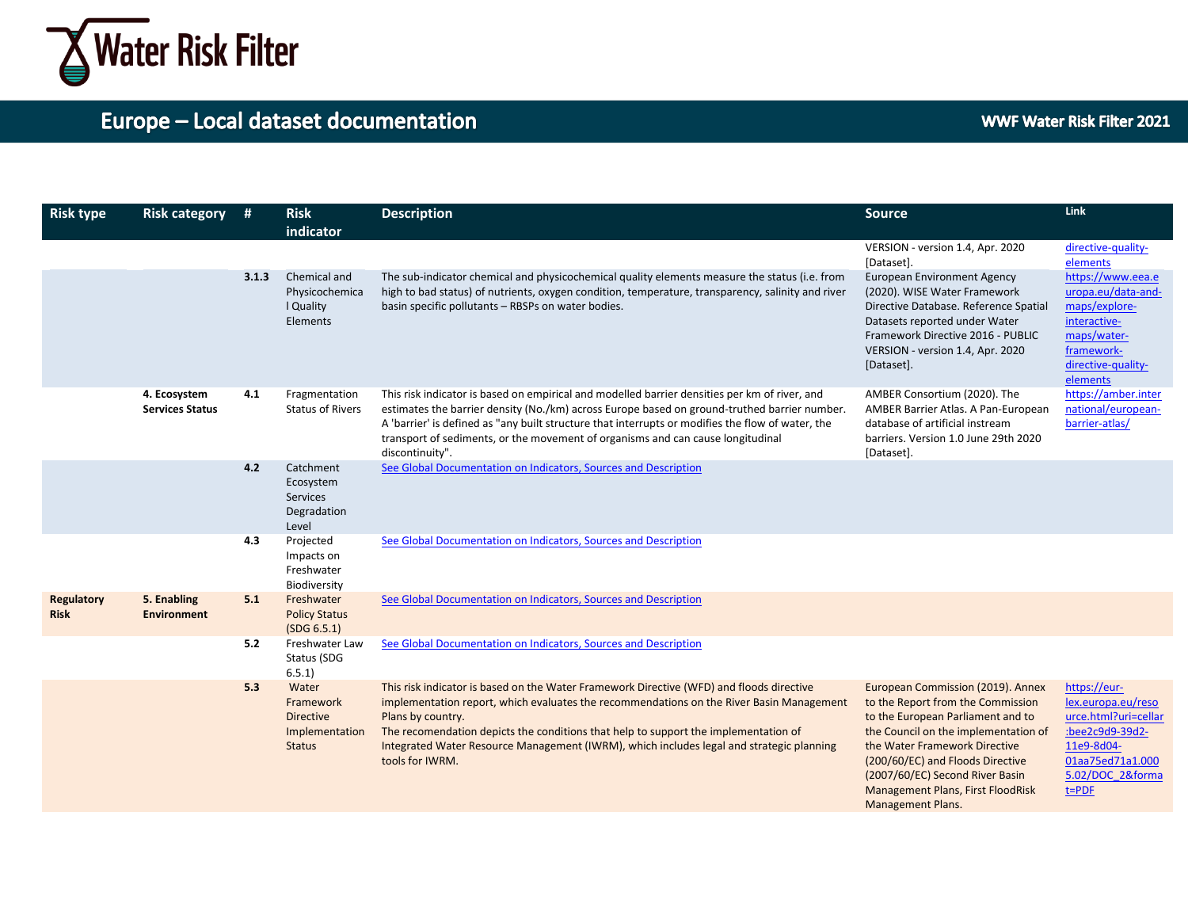| Risk type | Risk category | # | Risk indicator | Description | Source | Link |
|---|---|---|---|---|---|---|
| | | | | | VERSION - version 1.4, Apr. 2020 [Dataset]. | directive-quality-elements |
| | | 3.1.3 | Chemical and Physicochemical Quality Elements | The sub-indicator chemical and physicochemical quality elements measure the status (i.e. from high to bad status) of nutrients, oxygen condition, temperature, transparency, salinity and river basin specific pollutants – RBSPs on water bodies. | European Environment Agency (2020). WISE Water Framework Directive Database. Reference Spatial Datasets reported under Water Framework Directive 2016 - PUBLIC VERSION - version 1.4, Apr. 2020 [Dataset]. | https://www.eea.europa.eu/data-and-maps/explore-interactive-maps/water-framework-directive-quality-elements |
| | 4. Ecosystem Services Status | 4.1 | Fragmentation Status of Rivers | This risk indicator is based on empirical and modelled barrier densities per km of river, and estimates the barrier density (No./km) across Europe based on ground-truthed barrier number. A 'barrier' is defined as "any built structure that interrupts or modifies the flow of water, the transport of sediments, or the movement of organisms and can cause longitudinal discontinuity". | AMBER Consortium (2020). The AMBER Barrier Atlas. A Pan-European database of artificial instream barriers. Version 1.0 June 29th 2020 [Dataset]. | https://amber.international/european-barrier-atlas/ |
| | | 4.2 | Catchment Ecosystem Services Degradation Level | See Global Documentation on Indicators, Sources and Description | | |
| | | 4.3 | Projected Impacts on Freshwater Biodiversity | See Global Documentation on Indicators, Sources and Description | | |
| Regulatory Risk | 5. Enabling Environment | 5.1 | Freshwater Policy Status (SDG 6.5.1) | See Global Documentation on Indicators, Sources and Description | | |
| | | 5.2 | Freshwater Law Status (SDG 6.5.1) | See Global Documentation on Indicators, Sources and Description | | |
| | | 5.3 | Water Framework Directive Implementation Status | This risk indicator is based on the Water Framework Directive (WFD) and floods directive implementation report, which evaluates the recommendations on the River Basin Management Plans by country.<br>The recomendation depicts the conditions that help to support the implementation of Integrated Water Resource Management (IWRM), which includes legal and strategic planning tools for IWRM. | European Commission (2019). Annex to the Report from the Commission to the European Parliament and to the Council on the implementation of the Water Framework Directive (200/60/EC) and Floods Directive (2007/60/EC) Second River Basin Management Plans, First FloodRisk Management Plans. | https://eur-lex.europa.eu/resource.html?uri=cellar:bee2c9d9-39d2-11e9-8d04-01aa75ed71a1.0005.02/DOC_2&format=PDF |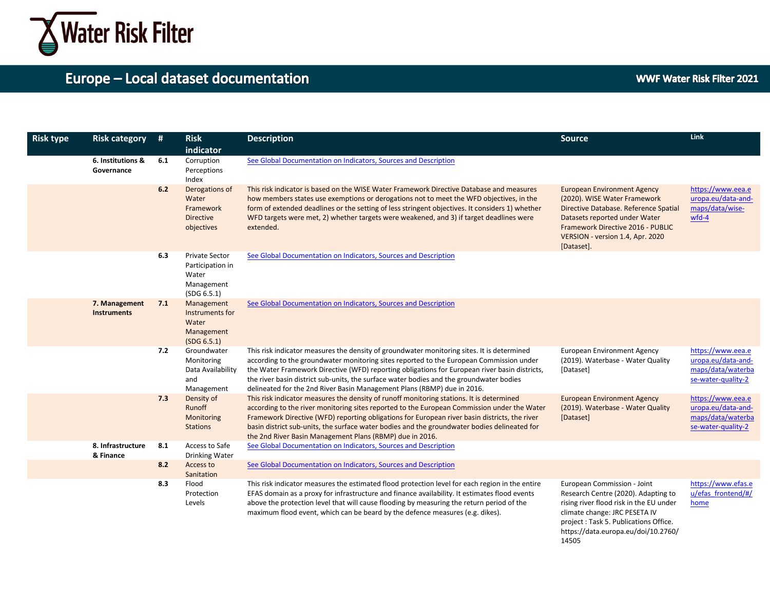# Europe – Local dataset documentation

| Risk type | Risk category | # | Risk indicator | Description | Source | Link |
|---|---|---|---|---|---|---|
| | **6. Institutions & Governance** | **6.1** | Corruption Perceptions Index | See Global Documentation on Indicators, Sources and Description | | |
| | | **6.2** | Derogations of Water Framework Directive objectives | This risk indicator is based on the WISE Water Framework Directive Database and measures how members states use exemptions or derogations not to meet the WFD objectives, in the form of extended deadlines or the setting of less stringent objectives. It considers 1) whether WFD targets were met, 2) whether targets were weakened, and 3) if target deadlines were extended. | European Environment Agency (2020). WISE Water Framework Directive Database. Reference Spatial Datasets reported under Water Framework Directive 2016 - PUBLIC VERSION - version 1.4, Apr. 2020 [Dataset]. | https://www.eea.europa.eu/data-and-maps/data/wise-wfd-4 |
| | | **6.3** | Private Sector Participation in Water Management (SDG 6.5.1) | See Global Documentation on Indicators, Sources and Description | | |
| | **7. Management Instruments** | **7.1** | Management Instruments for Water Management (SDG 6.5.1) | See Global Documentation on Indicators, Sources and Description | | |
| | | **7.2** | Groundwater Monitoring Data Availability and Management | This risk indicator measures the density of groundwater monitoring sites. It is determined according to the groundwater monitoring sites reported to the European Commission under the Water Framework Directive (WFD) reporting obligations for European river basin districts, the river basin district sub-units, the surface water bodies and the groundwater bodies delineated for the 2nd River Basin Management Plans (RBMP) due in 2016. | European Environment Agency (2019). Waterbase - Water Quality [Dataset] | https://www.eea.europa.eu/data-and-maps/data/waterbase-water-quality-2 |
| | | **7.3** | Density of Runoff Monitoring Stations | This risk indicator measures the density of runoff monitoring stations. It is determined according to the river monitoring sites reported to the European Commission under the Water Framework Directive (WFD) reporting obligations for European river basin districts, the river basin district sub-units, the surface water bodies and the groundwater bodies delineated for the 2nd River Basin Management Plans (RBMP) due in 2016. | European Environment Agency (2019). Waterbase - Water Quality [Dataset] | https://www.eea.europa.eu/data-and-maps/data/waterbase-water-quality-2 |
| | **8. Infrastructure & Finance** | **8.1** | Access to Safe Drinking Water | See Global Documentation on Indicators, Sources and Description | | |
| | | **8.2** | Access to Sanitation | See Global Documentation on Indicators, Sources and Description | | |
| | | **8.3** | Flood Protection Levels | This risk indicator measures the estimated flood protection level for each region in the entire EFAS domain as a proxy for infrastructure and finance availability. It estimates flood events above the protection level that will cause flooding by measuring the return period of the maximum flood event, which can be beard by the defence measures (e.g. dikes). | European Commission - Joint Research Centre (2020). Adapting to rising river flood risk in the EU under climate change: JRC PESETA IV project : Task 5. Publications Office. https://data.europa.eu/doi/10.2760/14505 | https://www.efas.eu/efas_frontend/#/home |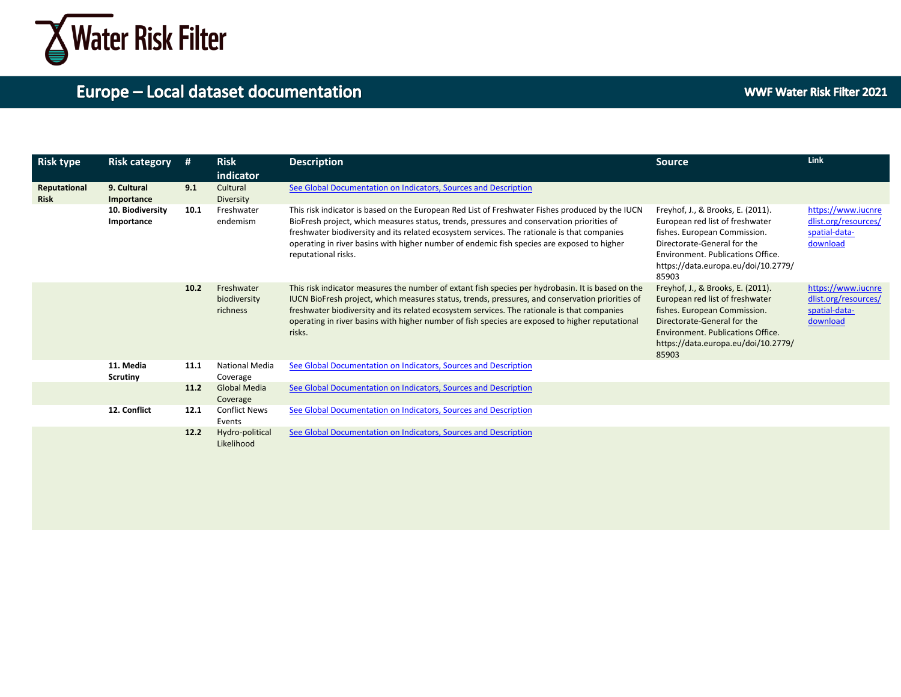# Europe – Local dataset documentation

| Risk type | Risk category | # | Risk indicator | Description | Source | Link |
|---|---|---|---|---|---|---|
| **Reputational Risk** | **9. Cultural Importance** | **9.1** | Cultural Diversity | See Global Documentation on Indicators, Sources and Description | | |
| | **10. Biodiversity Importance** | **10.1** | Freshwater endemism | This risk indicator is based on the European Red List of Freshwater Fishes produced by the IUCN BioFresh project, which measures status, trends, pressures and conservation priorities of freshwater biodiversity and its related ecosystem services. The rationale is that companies operating in river basins with higher number of endemic fish species are exposed to higher reputational risks. | Freyhof, J., & Brooks, E. (2011). European red list of freshwater fishes. European Commission. Directorate-General for the Environment. Publications Office. https://data.europa.eu/doi/10.2779/85903 | https://www.iucnredlist.org/resources/spatial-data-download |
| | | **10.2** | Freshwater biodiversity richness | This risk indicator measures the number of extant fish species per hydrobasin. It is based on the IUCN BioFresh project, which measures status, trends, pressures, and conservation priorities of freshwater biodiversity and its related ecosystem services. The rationale is that companies operating in river basins with higher number of fish species are exposed to higher reputational risks. | Freyhof, J., & Brooks, E. (2011). European red list of freshwater fishes. European Commission. Directorate-General for the Environment. Publications Office. https://data.europa.eu/doi/10.2779/85903 | https://www.iucnredlist.org/resources/spatial-data-download |
| | **11. Media Scrutiny** | **11.1** | National Media Coverage | See Global Documentation on Indicators, Sources and Description | | |
| | | **11.2** | Global Media Coverage | See Global Documentation on Indicators, Sources and Description | | |
| | **12. Conflict** | **12.1** | Conflict News Events | See Global Documentation on Indicators, Sources and Description | | |
| | | **12.2** | Hydro-political Likelihood | See Global Documentation on Indicators, Sources and Description | | |